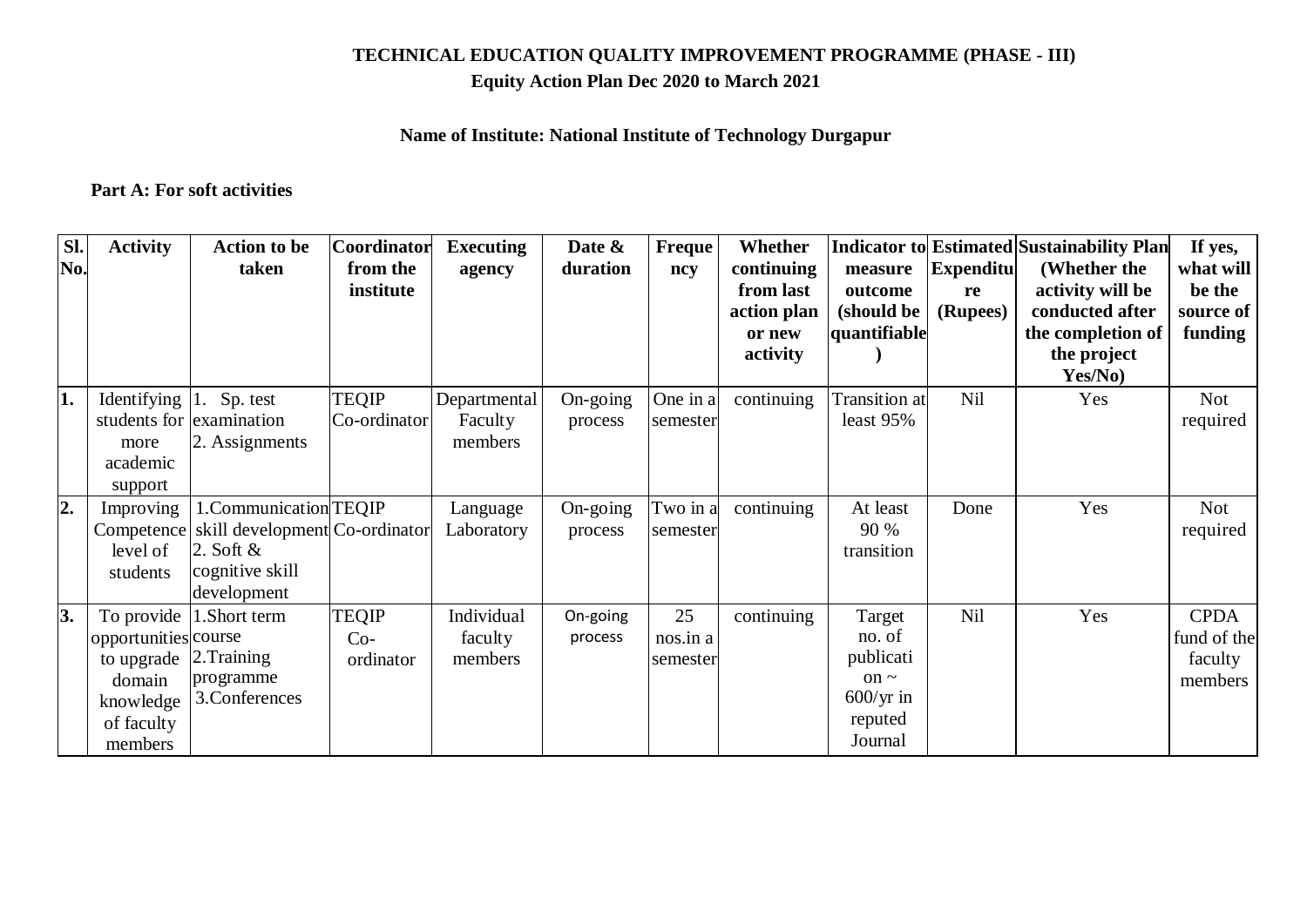**TECHNICAL EDUCATION QUALITY IMPROVEMENT PROGRAMME (PHASE - III)**
**Equity Action Plan Dec 2020 to March 2021**

**Name of Institute: National Institute of Technology Durgapur**

**Part A: For soft activities**

| Sl. No. | Activity | Action to be taken | Coordinator from the institute | Executing agency | Date & duration | Frequency | Whether continuing from last action plan or new activity | Indicator to measure outcome (should be quantifiable) | Estimated Expenditure (Rupees) | Sustainability Plan (Whether the activity will be conducted after the completion of the project Yes/No) | If yes, what will be the source of funding |
|---|---|---|---|---|---|---|---|---|---|---|---|
| 1. | Identifying students for more academic support | 1. Sp. test examination<br>2. Assignments | TEQIP Co-ordinator | Departmental Faculty members | On-going process | One in a semester | continuing | Transition at least 95% | Nil | Yes | Not required |
| 2. | Improving Competence level of students | 1.Communication skill development<br>2. Soft & cognitive skill development | TEQIP Co-ordinator | Language Laboratory | On-going process | Two in a semester | continuing | At least 90 % transition | Done | Yes | Not required |
| 3. | To provide opportunities to upgrade domain knowledge of faculty members | 1.Short term course<br>2.Training programme<br>3.Conferences | TEQIP Co-ordinator | Individual faculty members | On-going process | 25 nos.in a semester | continuing | Target no. of publication ~ 600/yr in reputed Journal | Nil | Yes | CPDA fund of the faculty members |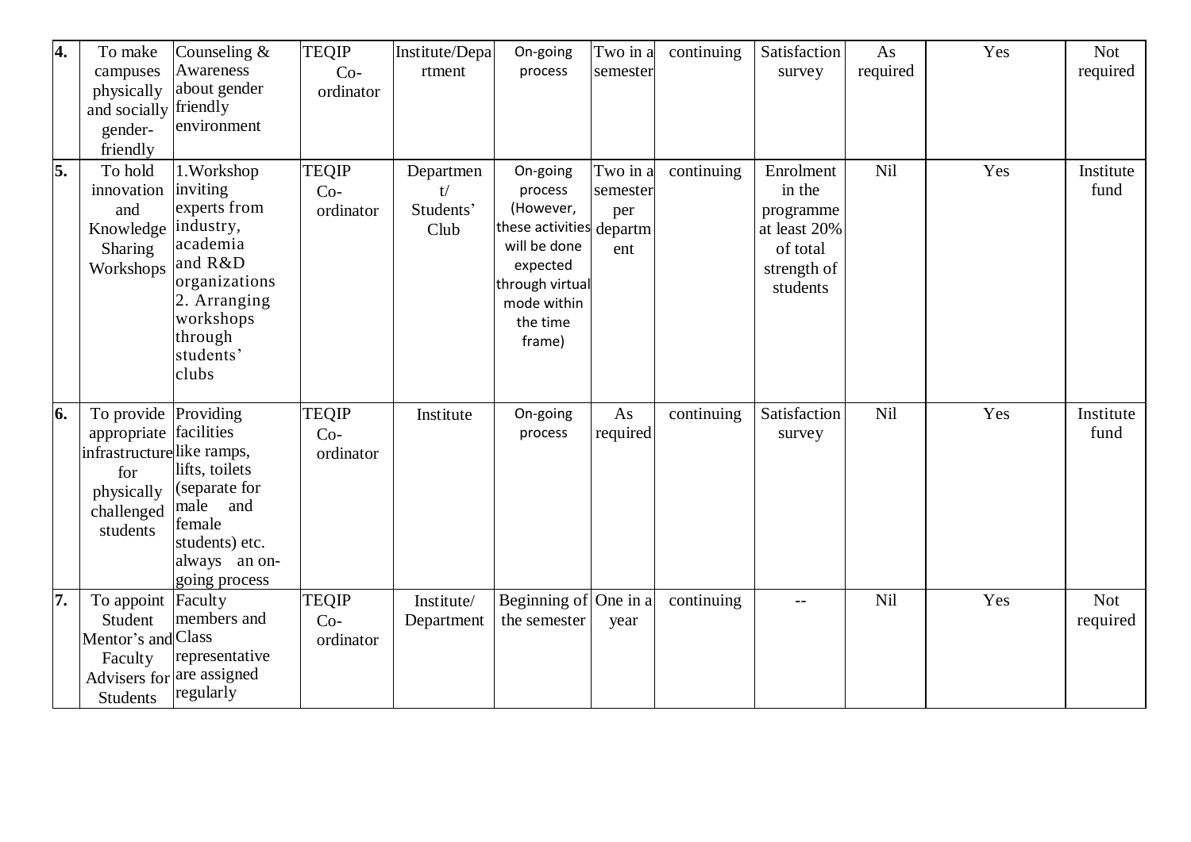| 4. | To make campuses physically and socially gender-friendly | Counseling & Awareness about gender friendly environment | TEQIP Co-ordinator | Institute/Department | On-going process | Two in a semester | continuing | Satisfaction survey | As required | Yes | Not required |
|---|---|---|---|---|---|---|---|---|---|---|---|
| 5. | To hold innovation and Knowledge Sharing Workshops | 1.Workshop inviting experts from industry, academia and R&D organizations 2. Arranging workshops through students' clubs | TEQIP Co-ordinator | Department/ Students' Club | On-going process (However, these activities will be done expected through virtual mode within the time frame) | Two in a semester per department | continuing | Enrolment in the programme at least 20% of total strength of students | Nil | Yes | Institute fund |
| 6. | To provide appropriate infrastructure for physically challenged students | Providing facilities like ramps, lifts, toilets (separate for male and female students) etc. always an on-going process | TEQIP Co-ordinator | Institute | On-going process | As required | continuing | Satisfaction survey | Nil | Yes | Institute fund |
| 7. | To appoint Student Mentor's and Faculty Advisers for Students | Faculty members and Class representative are assigned regularly | TEQIP Co-ordinator | Institute/ Department | Beginning of the semester | One in a year | continuing | -- | Nil | Yes | Not required |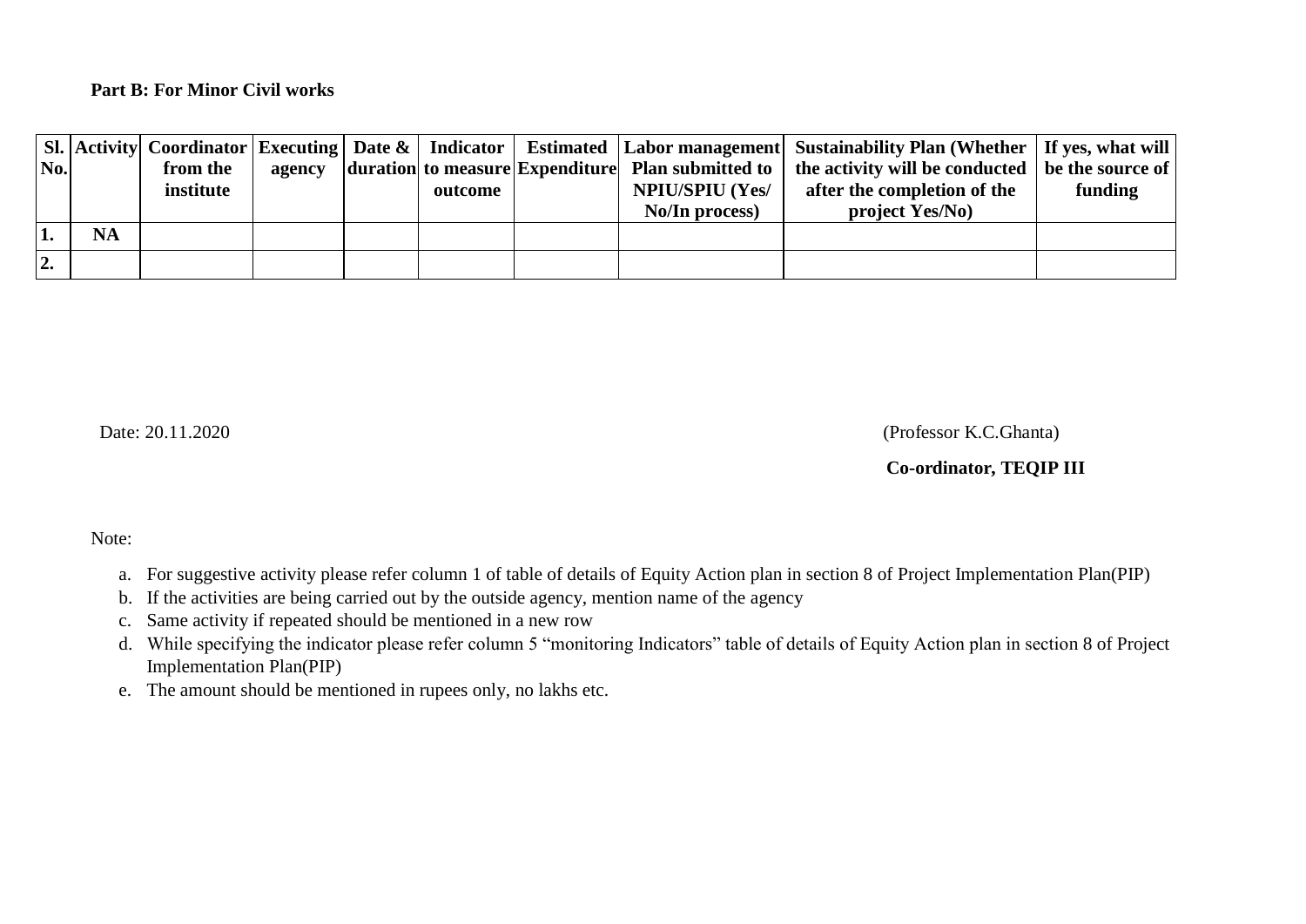**Part B: For Minor Civil works**

| Sl. No. | Activity | Coordinator from the institute | Executing agency | Date & duration | Indicator to measure outcome | Estimated Expenditure | Labor management Plan submitted to NPIU/SPIU (Yes/ No/In process) | Sustainability Plan (Whether the activity will be conducted after the completion of the project Yes/No) | If yes, what will be the source of funding |
|---|---|---|---|---|---|---|---|---|---|
| 1. | NA | | | | | | | | |
| 2. | | | | | | | | | |

Date: 20.11.2020

(Professor K.C.Ghanta)

**Co-ordinator, TEQIP III**

Note:

a. For suggestive activity please refer column 1 of table of details of Equity Action plan in section 8 of Project Implementation Plan(PIP)
b. If the activities are being carried out by the outside agency, mention name of the agency
c. Same activity if repeated should be mentioned in a new row
d. While specifying the indicator please refer column 5 "monitoring Indicators" table of details of Equity Action plan in section 8 of Project Implementation Plan(PIP)
e. The amount should be mentioned in rupees only, no lakhs etc.